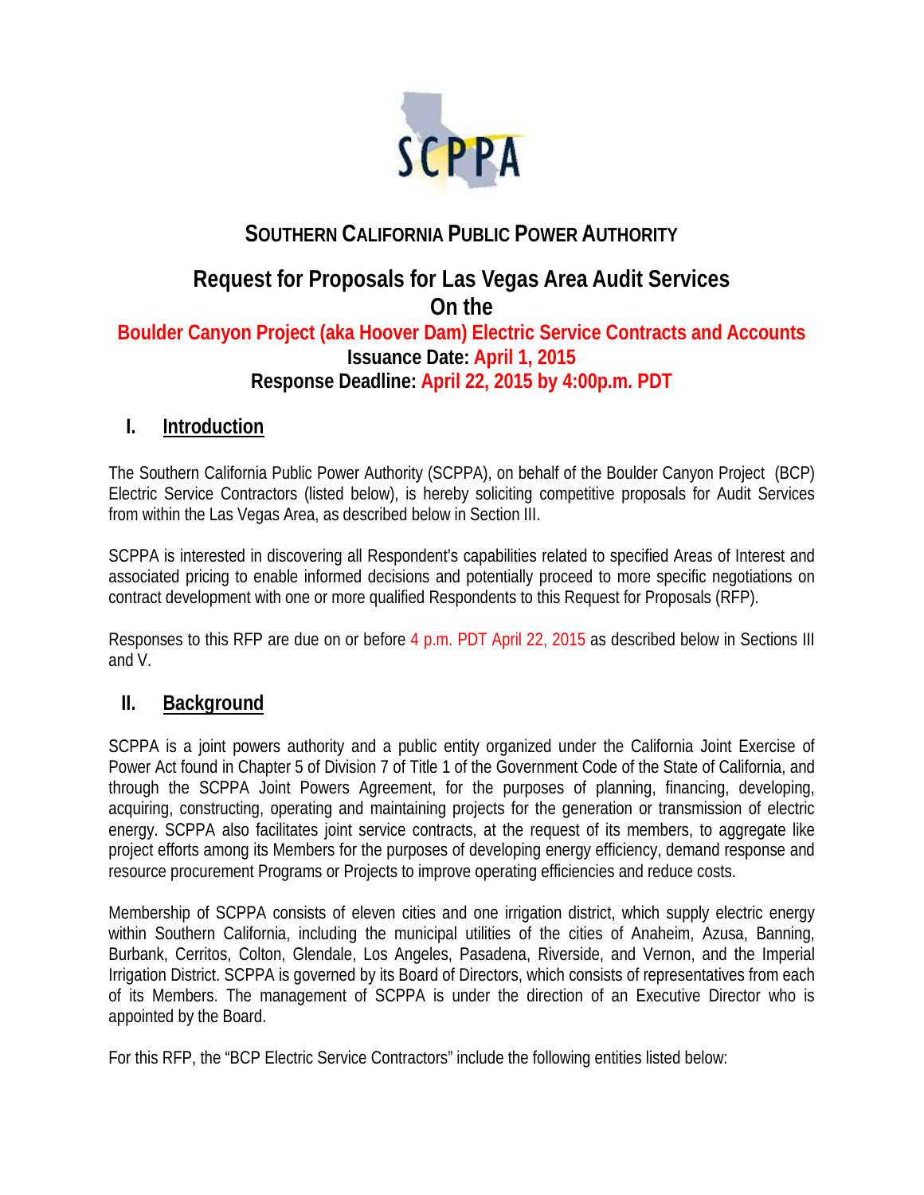# SOUTHERN CALIFORNIA PUBLIC POWER AUTHORITY

## Request for Proposals for Las Vegas Area Audit Services On the Boulder Canyon Project (aka Hoover Dam) Electric Service Contracts and Accounts

**Issuance Date: April 1, 2015**

**Response Deadline: April 22, 2015 by 4:00p.m. PDT**

## I. Introduction

The Southern California Public Power Authority (SCPPA), on behalf of the Boulder Canyon Project (BCP) Electric Service Contractors (listed below), is hereby soliciting competitive proposals for Audit Services from within the Las Vegas Area, as described below in Section III.

SCPPA is interested in discovering all Respondent's capabilities related to specified Areas of Interest and associated pricing to enable informed decisions and potentially proceed to more specific negotiations on contract development with one or more qualified Respondents to this Request for Proposals (RFP).

Responses to this RFP are due on or before 4 p.m. PDT April 22, 2015 as described below in Sections III and V.

## II. Background

SCPPA is a joint powers authority and a public entity organized under the California Joint Exercise of Power Act found in Chapter 5 of Division 7 of Title 1 of the Government Code of the State of California, and through the SCPPA Joint Powers Agreement, for the purposes of planning, financing, developing, acquiring, constructing, operating and maintaining projects for the generation or transmission of electric energy. SCPPA also facilitates joint service contracts, at the request of its members, to aggregate like project efforts among its Members for the purposes of developing energy efficiency, demand response and resource procurement Programs or Projects to improve operating efficiencies and reduce costs.

Membership of SCPPA consists of eleven cities and one irrigation district, which supply electric energy within Southern California, including the municipal utilities of the cities of Anaheim, Azusa, Banning, Burbank, Cerritos, Colton, Glendale, Los Angeles, Pasadena, Riverside, and Vernon, and the Imperial Irrigation District. SCPPA is governed by its Board of Directors, which consists of representatives from each of its Members. The management of SCPPA is under the direction of an Executive Director who is appointed by the Board.

For this RFP, the "BCP Electric Service Contractors" include the following entities listed below: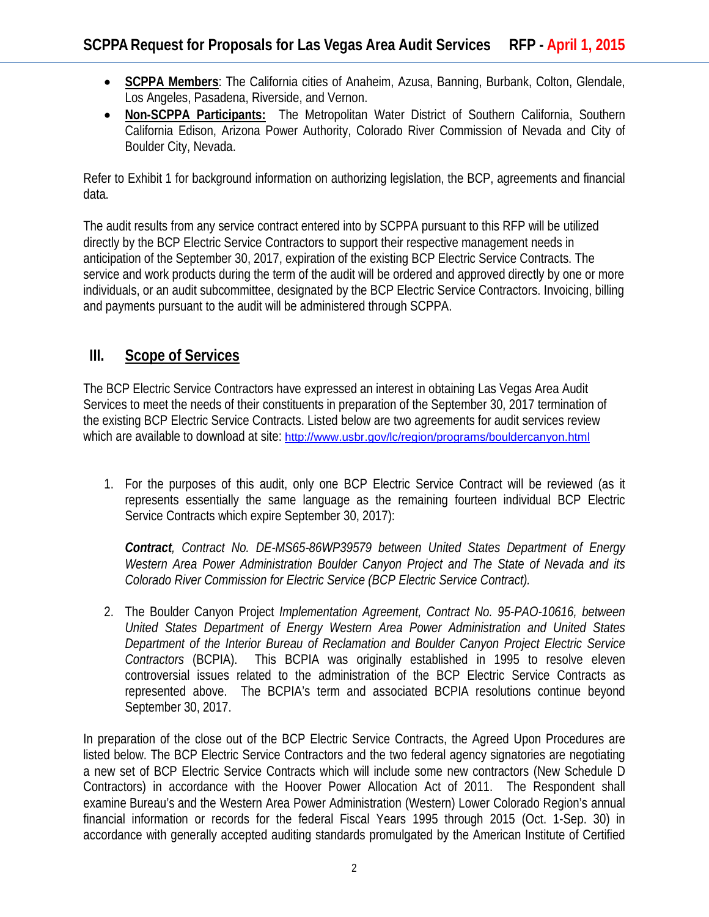- **SCPPA Members**: The California cities of Anaheim, Azusa, Banning, Burbank, Colton, Glendale, Los Angeles, Pasadena, Riverside, and Vernon.
- **Non-SCPPA Participants:** The Metropolitan Water District of Southern California, Southern California Edison, Arizona Power Authority, Colorado River Commission of Nevada and City of Boulder City, Nevada.

Refer to Exhibit 1 for background information on authorizing legislation, the BCP, agreements and financial data.

The audit results from any service contract entered into by SCPPA pursuant to this RFP will be utilized directly by the BCP Electric Service Contractors to support their respective management needs in anticipation of the September 30, 2017, expiration of the existing BCP Electric Service Contracts. The service and work products during the term of the audit will be ordered and approved directly by one or more individuals, or an audit subcommittee, designated by the BCP Electric Service Contractors. Invoicing, billing and payments pursuant to the audit will be administered through SCPPA.

## III. Scope of Services

The BCP Electric Service Contractors have expressed an interest in obtaining Las Vegas Area Audit Services to meet the needs of their constituents in preparation of the September 30, 2017 termination of the existing BCP Electric Service Contracts. Listed below are two agreements for audit services review which are available to download at site: http://www.usbr.gov/lc/region/programs/bouldercanyon.html

1. For the purposes of this audit, only one BCP Electric Service Contract will be reviewed (as it represents essentially the same language as the remaining fourteen individual BCP Electric Service Contracts which expire September 30, 2017):

   ***Contract****, Contract No. DE-MS65-86WP39579 between United States Department of Energy Western Area Power Administration Boulder Canyon Project and The State of Nevada and its Colorado River Commission for Electric Service (BCP Electric Service Contract).*

2. The Boulder Canyon Project *Implementation Agreement, Contract No. 95-PAO-10616, between United States Department of Energy Western Area Power Administration and United States Department of the Interior Bureau of Reclamation and Boulder Canyon Project Electric Service Contractors* (BCPIA). This BCPIA was originally established in 1995 to resolve eleven controversial issues related to the administration of the BCP Electric Service Contracts as represented above. The BCPIA's term and associated BCPIA resolutions continue beyond September 30, 2017.

In preparation of the close out of the BCP Electric Service Contracts, the Agreed Upon Procedures are listed below. The BCP Electric Service Contractors and the two federal agency signatories are negotiating a new set of BCP Electric Service Contracts which will include some new contractors (New Schedule D Contractors) in accordance with the Hoover Power Allocation Act of 2011. The Respondent shall examine Bureau's and the Western Area Power Administration (Western) Lower Colorado Region's annual financial information or records for the federal Fiscal Years 1995 through 2015 (Oct. 1-Sep. 30) in accordance with generally accepted auditing standards promulgated by the American Institute of Certified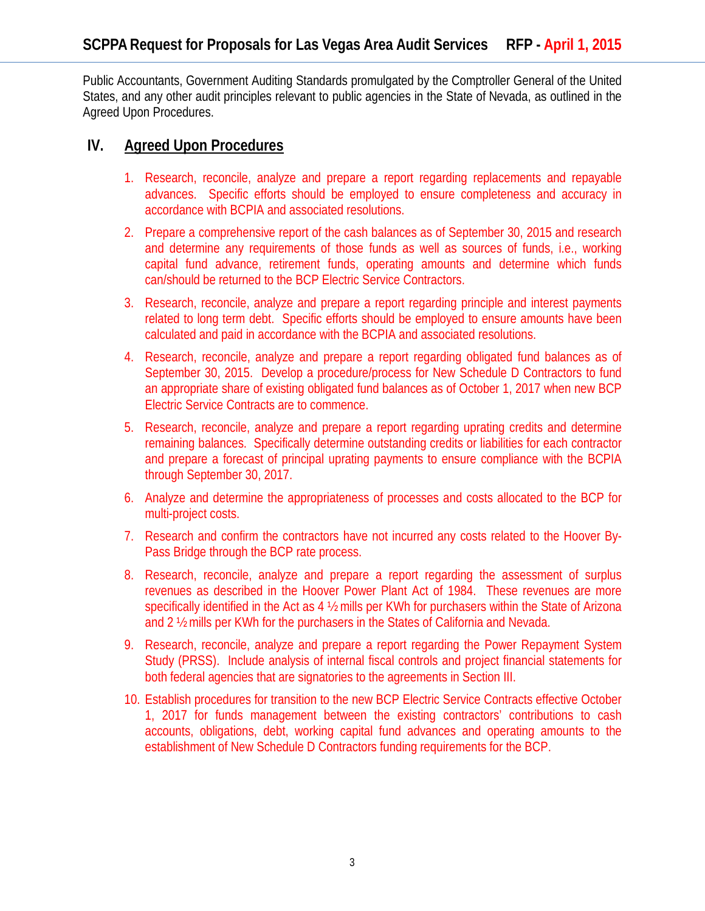Public Accountants, Government Auditing Standards promulgated by the Comptroller General of the United States, and any other audit principles relevant to public agencies in the State of Nevada, as outlined in the Agreed Upon Procedures.

## IV. Agreed Upon Procedures

1. Research, reconcile, analyze and prepare a report regarding replacements and repayable advances. Specific efforts should be employed to ensure completeness and accuracy in accordance with BCPIA and associated resolutions.
2. Prepare a comprehensive report of the cash balances as of September 30, 2015 and research and determine any requirements of those funds as well as sources of funds, i.e., working capital fund advance, retirement funds, operating amounts and determine which funds can/should be returned to the BCP Electric Service Contractors.
3. Research, reconcile, analyze and prepare a report regarding principle and interest payments related to long term debt. Specific efforts should be employed to ensure amounts have been calculated and paid in accordance with the BCPIA and associated resolutions.
4. Research, reconcile, analyze and prepare a report regarding obligated fund balances as of September 30, 2015. Develop a procedure/process for New Schedule D Contractors to fund an appropriate share of existing obligated fund balances as of October 1, 2017 when new BCP Electric Service Contracts are to commence.
5. Research, reconcile, analyze and prepare a report regarding uprating credits and determine remaining balances. Specifically determine outstanding credits or liabilities for each contractor and prepare a forecast of principal uprating payments to ensure compliance with the BCPIA through September 30, 2017.
6. Analyze and determine the appropriateness of processes and costs allocated to the BCP for multi-project costs.
7. Research and confirm the contractors have not incurred any costs related to the Hoover By-Pass Bridge through the BCP rate process.
8. Research, reconcile, analyze and prepare a report regarding the assessment of surplus revenues as described in the Hoover Power Plant Act of 1984. These revenues are more specifically identified in the Act as 4 ½ mills per KWh for purchasers within the State of Arizona and 2 ½ mills per KWh for the purchasers in the States of California and Nevada.
9. Research, reconcile, analyze and prepare a report regarding the Power Repayment System Study (PRSS). Include analysis of internal fiscal controls and project financial statements for both federal agencies that are signatories to the agreements in Section III.
10. Establish procedures for transition to the new BCP Electric Service Contracts effective October 1, 2017 for funds management between the existing contractors' contributions to cash accounts, obligations, debt, working capital fund advances and operating amounts to the establishment of New Schedule D Contractors funding requirements for the BCP.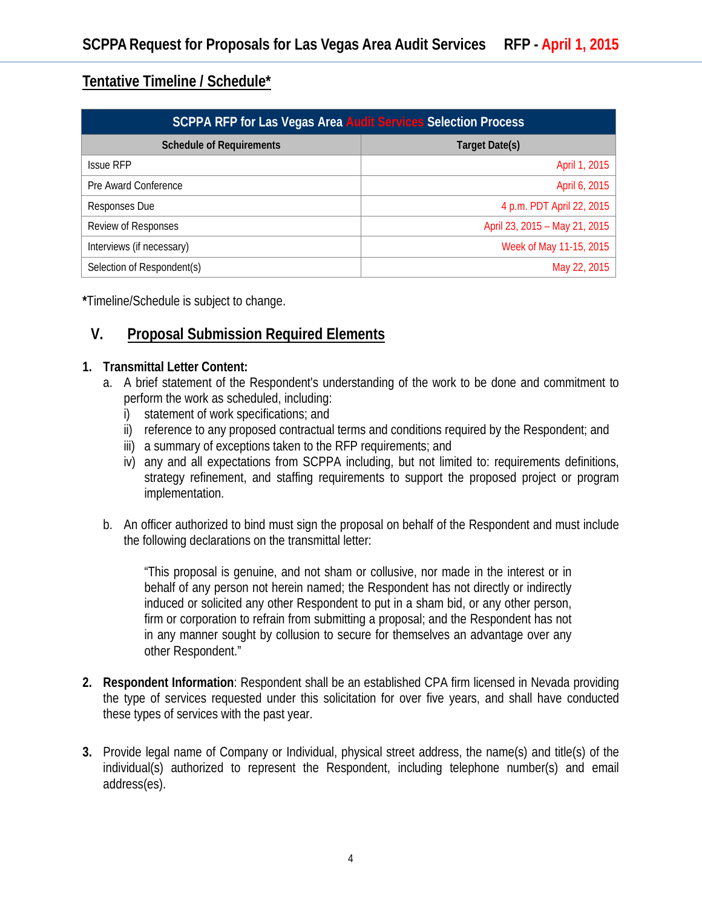## Tentative Timeline / Schedule*

| SCPPA RFP for Las Vegas Area Audit Services Selection Process | |
|---|---|
| **Schedule of Requirements** | **Target Date(s)** |
| Issue RFP | April 1, 2015 |
| Pre Award Conference | April 6, 2015 |
| Responses Due | 4 p.m. PDT April 22, 2015 |
| Review of Responses | April 23, 2015 – May 21, 2015 |
| Interviews (if necessary) | Week of May 11-15, 2015 |
| Selection of Respondent(s) | May 22, 2015 |

***Timeline/Schedule is subject to change.**

## V. Proposal Submission Required Elements

**1. Transmittal Letter Content:**

a. A brief statement of the Respondent's understanding of the work to be done and commitment to perform the work as scheduled, including:

i) statement of work specifications; and

ii) reference to any proposed contractual terms and conditions required by the Respondent; and

iii) a summary of exceptions taken to the RFP requirements; and

iv) any and all expectations from SCPPA including, but not limited to: requirements definitions, strategy refinement, and staffing requirements to support the proposed project or program implementation.

b. An officer authorized to bind must sign the proposal on behalf of the Respondent and must include the following declarations on the transmittal letter:

> "This proposal is genuine, and not sham or collusive, nor made in the interest or in behalf of any person not herein named; the Respondent has not directly or indirectly induced or solicited any other Respondent to put in a sham bid, or any other person, firm or corporation to refrain from submitting a proposal; and the Respondent has not in any manner sought by collusion to secure for themselves an advantage over any other Respondent."

**2. Respondent Information**: Respondent shall be an established CPA firm licensed in Nevada providing the type of services requested under this solicitation for over five years, and shall have conducted these types of services with the past year.

**3.** Provide legal name of Company or Individual, physical street address, the name(s) and title(s) of the individual(s) authorized to represent the Respondent, including telephone number(s) and email address(es).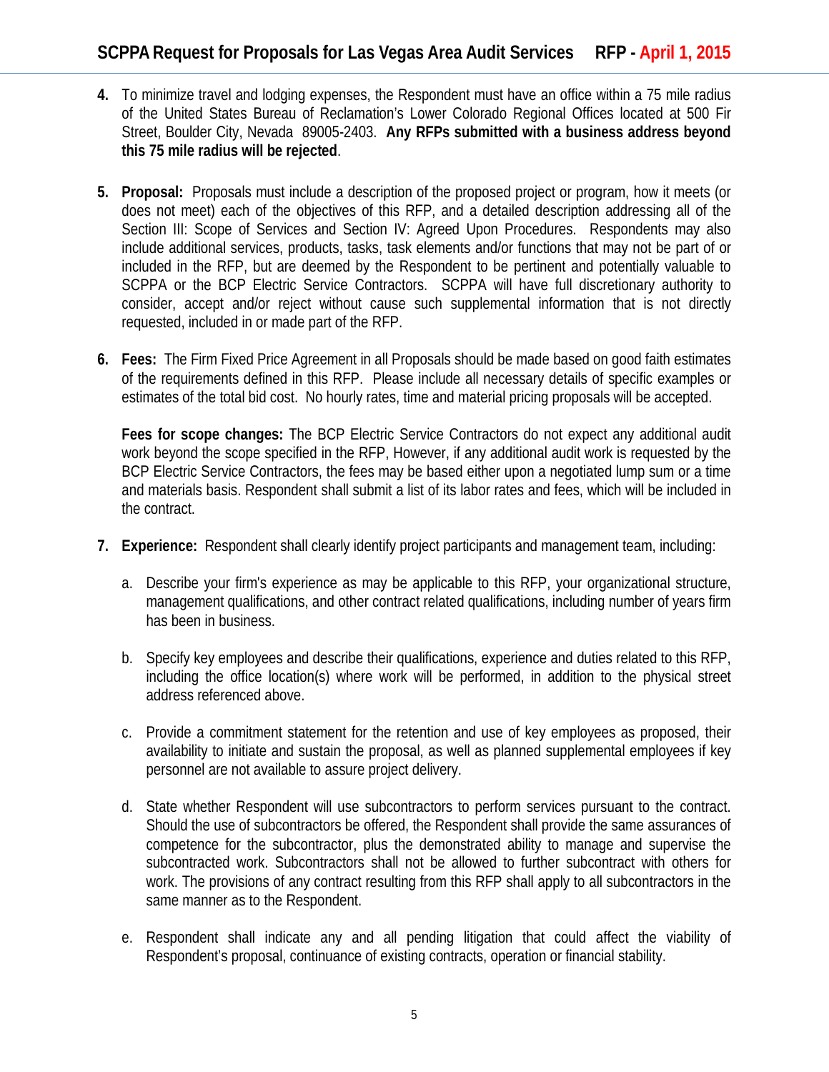4. To minimize travel and lodging expenses, the Respondent must have an office within a 75 mile radius of the United States Bureau of Reclamation's Lower Colorado Regional Offices located at 500 Fir Street, Boulder City, Nevada 89005-2403. **Any RFPs submitted with a business address beyond this 75 mile radius will be rejected**.

5. **Proposal:** Proposals must include a description of the proposed project or program, how it meets (or does not meet) each of the objectives of this RFP, and a detailed description addressing all of the Section III: Scope of Services and Section IV: Agreed Upon Procedures. Respondents may also include additional services, products, tasks, task elements and/or functions that may not be part of or included in the RFP, but are deemed by the Respondent to be pertinent and potentially valuable to SCPPA or the BCP Electric Service Contractors. SCPPA will have full discretionary authority to consider, accept and/or reject without cause such supplemental information that is not directly requested, included in or made part of the RFP.

6. **Fees:** The Firm Fixed Price Agreement in all Proposals should be made based on good faith estimates of the requirements defined in this RFP. Please include all necessary details of specific examples or estimates of the total bid cost. No hourly rates, time and material pricing proposals will be accepted.

   **Fees for scope changes:** The BCP Electric Service Contractors do not expect any additional audit work beyond the scope specified in the RFP, However, if any additional audit work is requested by the BCP Electric Service Contractors, the fees may be based either upon a negotiated lump sum or a time and materials basis. Respondent shall submit a list of its labor rates and fees, which will be included in the contract.

7. **Experience:** Respondent shall clearly identify project participants and management team, including:

   a. Describe your firm's experience as may be applicable to this RFP, your organizational structure, management qualifications, and other contract related qualifications, including number of years firm has been in business.

   b. Specify key employees and describe their qualifications, experience and duties related to this RFP, including the office location(s) where work will be performed, in addition to the physical street address referenced above.

   c. Provide a commitment statement for the retention and use of key employees as proposed, their availability to initiate and sustain the proposal, as well as planned supplemental employees if key personnel are not available to assure project delivery.

   d. State whether Respondent will use subcontractors to perform services pursuant to the contract. Should the use of subcontractors be offered, the Respondent shall provide the same assurances of competence for the subcontractor, plus the demonstrated ability to manage and supervise the subcontracted work. Subcontractors shall not be allowed to further subcontract with others for work. The provisions of any contract resulting from this RFP shall apply to all subcontractors in the same manner as to the Respondent.

   e. Respondent shall indicate any and all pending litigation that could affect the viability of Respondent's proposal, continuance of existing contracts, operation or financial stability.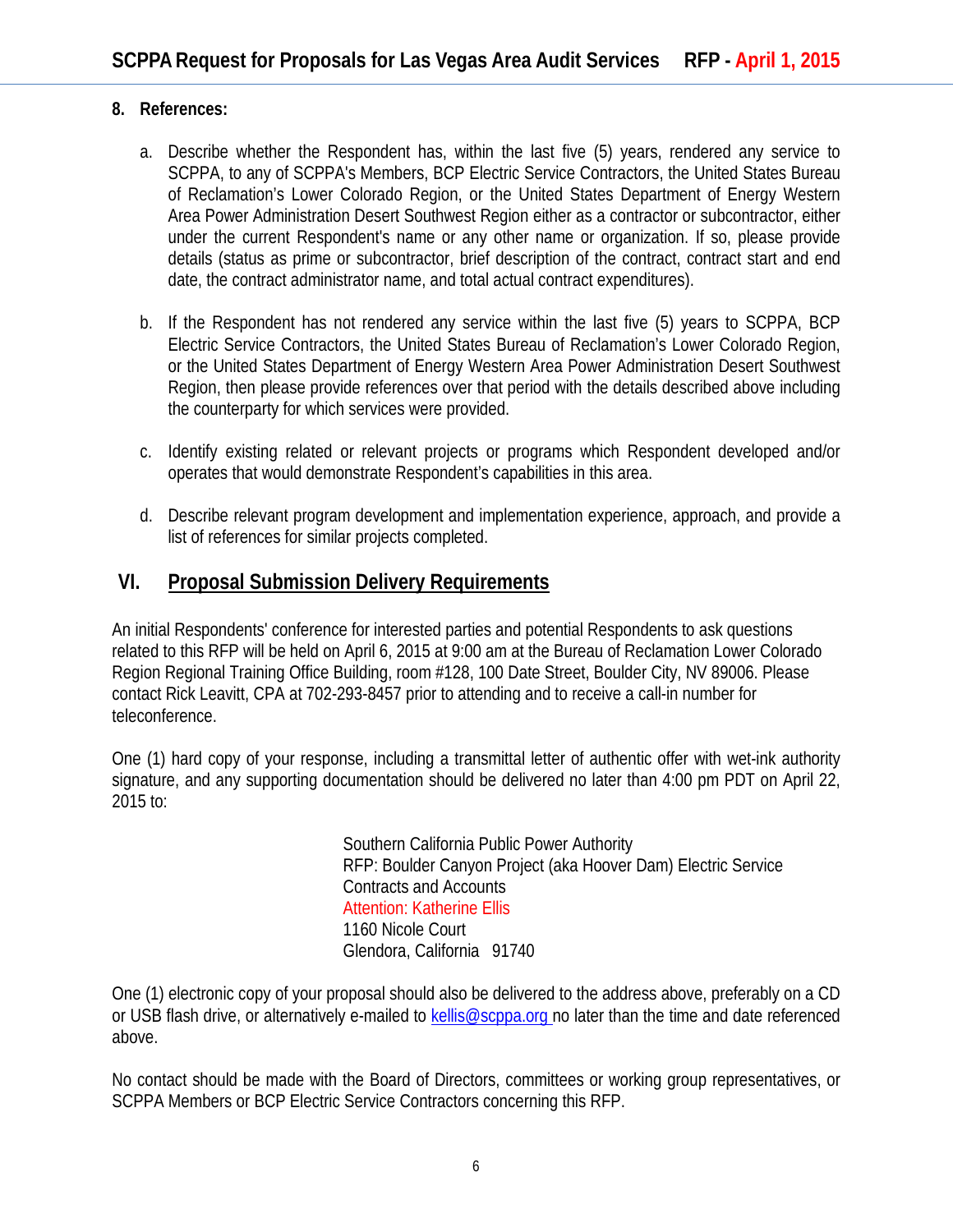**8. References:**

a. Describe whether the Respondent has, within the last five (5) years, rendered any service to SCPPA, to any of SCPPA's Members, BCP Electric Service Contractors, the United States Bureau of Reclamation's Lower Colorado Region, or the United States Department of Energy Western Area Power Administration Desert Southwest Region either as a contractor or subcontractor, either under the current Respondent's name or any other name or organization. If so, please provide details (status as prime or subcontractor, brief description of the contract, contract start and end date, the contract administrator name, and total actual contract expenditures).

b. If the Respondent has not rendered any service within the last five (5) years to SCPPA, BCP Electric Service Contractors, the United States Bureau of Reclamation's Lower Colorado Region, or the United States Department of Energy Western Area Power Administration Desert Southwest Region, then please provide references over that period with the details described above including the counterparty for which services were provided.

c. Identify existing related or relevant projects or programs which Respondent developed and/or operates that would demonstrate Respondent's capabilities in this area.

d. Describe relevant program development and implementation experience, approach, and provide a list of references for similar projects completed.

## VI. Proposal Submission Delivery Requirements

An initial Respondents' conference for interested parties and potential Respondents to ask questions related to this RFP will be held on April 6, 2015 at 9:00 am at the Bureau of Reclamation Lower Colorado Region Regional Training Office Building, room #128, 100 Date Street, Boulder City, NV 89006. Please contact Rick Leavitt, CPA at 702-293-8457 prior to attending and to receive a call-in number for teleconference.

One (1) hard copy of your response, including a transmittal letter of authentic offer with wet-ink authority signature, and any supporting documentation should be delivered no later than 4:00 pm PDT on April 22, 2015 to:

Southern California Public Power Authority
RFP: Boulder Canyon Project (aka Hoover Dam) Electric Service Contracts and Accounts
Attention: Katherine Ellis
1160 Nicole Court
Glendora, California 91740

One (1) electronic copy of your proposal should also be delivered to the address above, preferably on a CD or USB flash drive, or alternatively e-mailed to kellis@scppa.org no later than the time and date referenced above.

No contact should be made with the Board of Directors, committees or working group representatives, or SCPPA Members or BCP Electric Service Contractors concerning this RFP.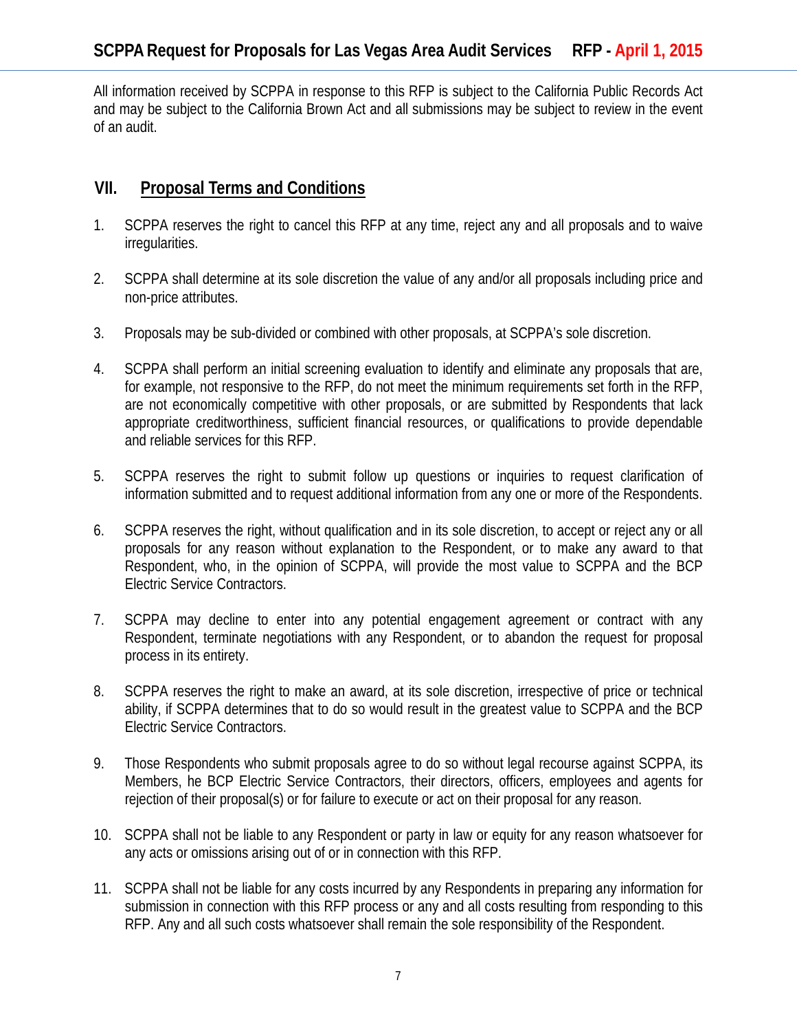All information received by SCPPA in response to this RFP is subject to the California Public Records Act and may be subject to the California Brown Act and all submissions may be subject to review in the event of an audit.

## VII. Proposal Terms and Conditions

1. SCPPA reserves the right to cancel this RFP at any time, reject any and all proposals and to waive irregularities.

2. SCPPA shall determine at its sole discretion the value of any and/or all proposals including price and non-price attributes.

3. Proposals may be sub-divided or combined with other proposals, at SCPPA's sole discretion.

4. SCPPA shall perform an initial screening evaluation to identify and eliminate any proposals that are, for example, not responsive to the RFP, do not meet the minimum requirements set forth in the RFP, are not economically competitive with other proposals, or are submitted by Respondents that lack appropriate creditworthiness, sufficient financial resources, or qualifications to provide dependable and reliable services for this RFP.

5. SCPPA reserves the right to submit follow up questions or inquiries to request clarification of information submitted and to request additional information from any one or more of the Respondents.

6. SCPPA reserves the right, without qualification and in its sole discretion, to accept or reject any or all proposals for any reason without explanation to the Respondent, or to make any award to that Respondent, who, in the opinion of SCPPA, will provide the most value to SCPPA and the BCP Electric Service Contractors.

7. SCPPA may decline to enter into any potential engagement agreement or contract with any Respondent, terminate negotiations with any Respondent, or to abandon the request for proposal process in its entirety.

8. SCPPA reserves the right to make an award, at its sole discretion, irrespective of price or technical ability, if SCPPA determines that to do so would result in the greatest value to SCPPA and the BCP Electric Service Contractors.

9. Those Respondents who submit proposals agree to do so without legal recourse against SCPPA, its Members, he BCP Electric Service Contractors, their directors, officers, employees and agents for rejection of their proposal(s) or for failure to execute or act on their proposal for any reason.

10. SCPPA shall not be liable to any Respondent or party in law or equity for any reason whatsoever for any acts or omissions arising out of or in connection with this RFP.

11. SCPPA shall not be liable for any costs incurred by any Respondents in preparing any information for submission in connection with this RFP process or any and all costs resulting from responding to this RFP. Any and all such costs whatsoever shall remain the sole responsibility of the Respondent.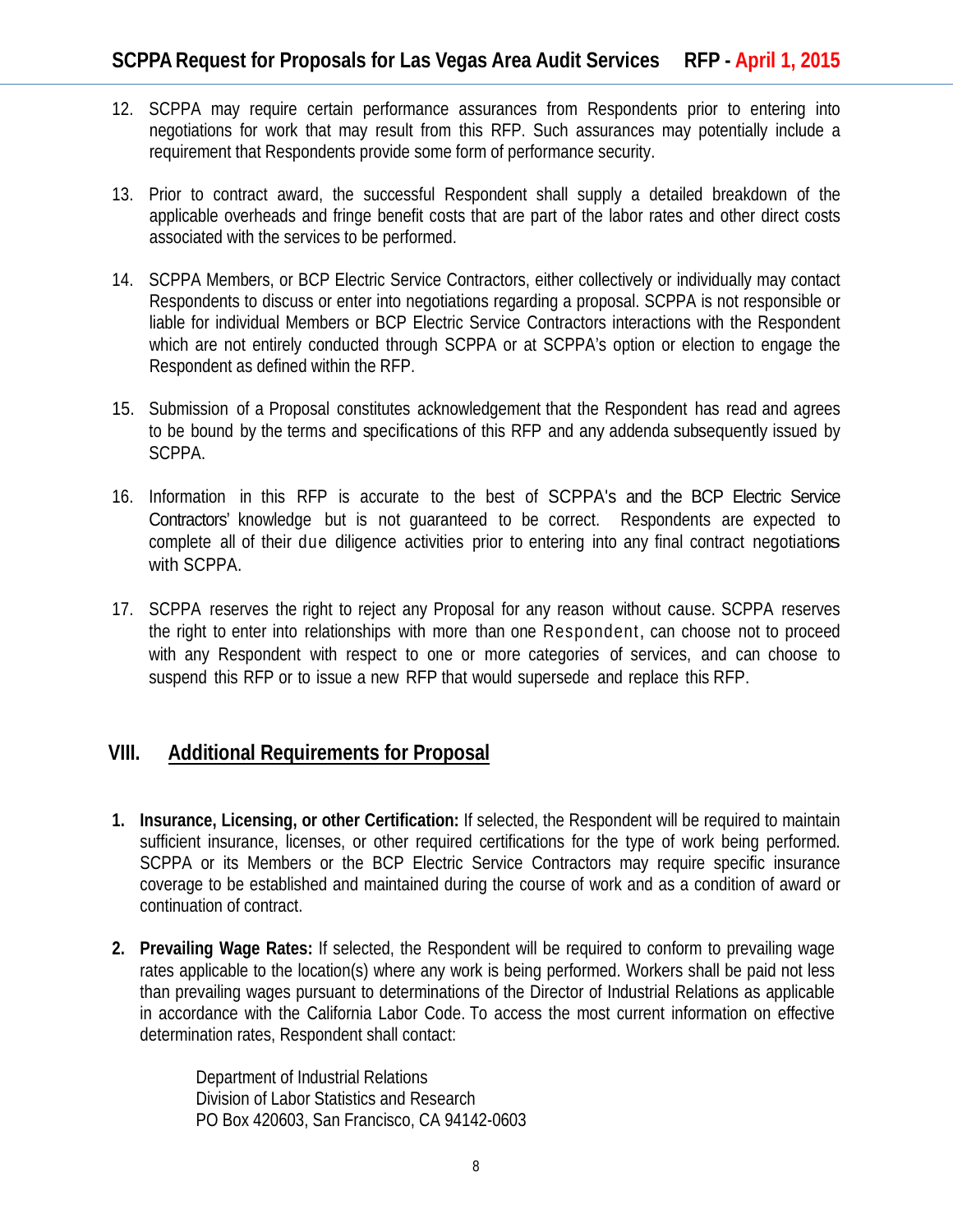12. SCPPA may require certain performance assurances from Respondents prior to entering into negotiations for work that may result from this RFP. Such assurances may potentially include a requirement that Respondents provide some form of performance security.

13. Prior to contract award, the successful Respondent shall supply a detailed breakdown of the applicable overheads and fringe benefit costs that are part of the labor rates and other direct costs associated with the services to be performed.

14. SCPPA Members, or BCP Electric Service Contractors, either collectively or individually may contact Respondents to discuss or enter into negotiations regarding a proposal. SCPPA is not responsible or liable for individual Members or BCP Electric Service Contractors interactions with the Respondent which are not entirely conducted through SCPPA or at SCPPA's option or election to engage the Respondent as defined within the RFP.

15. Submission of a Proposal constitutes acknowledgement that the Respondent has read and agrees to be bound by the terms and specifications of this RFP and any addenda subsequently issued by SCPPA.

16. Information in this RFP is accurate to the best of SCPPA's and the BCP Electric Service Contractors' knowledge but is not guaranteed to be correct. Respondents are expected to complete all of their due diligence activities prior to entering into any final contract negotiations with SCPPA.

17. SCPPA reserves the right to reject any Proposal for any reason without cause. SCPPA reserves the right to enter into relationships with more than one Respondent, can choose not to proceed with any Respondent with respect to one or more categories of services, and can choose to suspend this RFP or to issue a new RFP that would supersede and replace this RFP.

## VIII. Additional Requirements for Proposal

1. **Insurance, Licensing, or other Certification:** If selected, the Respondent will be required to maintain sufficient insurance, licenses, or other required certifications for the type of work being performed. SCPPA or its Members or the BCP Electric Service Contractors may require specific insurance coverage to be established and maintained during the course of work and as a condition of award or continuation of contract.

2. **Prevailing Wage Rates:** If selected, the Respondent will be required to conform to prevailing wage rates applicable to the location(s) where any work is being performed. Workers shall be paid not less than prevailing wages pursuant to determinations of the Director of Industrial Relations as applicable in accordance with the California Labor Code. To access the most current information on effective determination rates, Respondent shall contact:

   Department of Industrial Relations
   Division of Labor Statistics and Research
   PO Box 420603, San Francisco, CA 94142-0603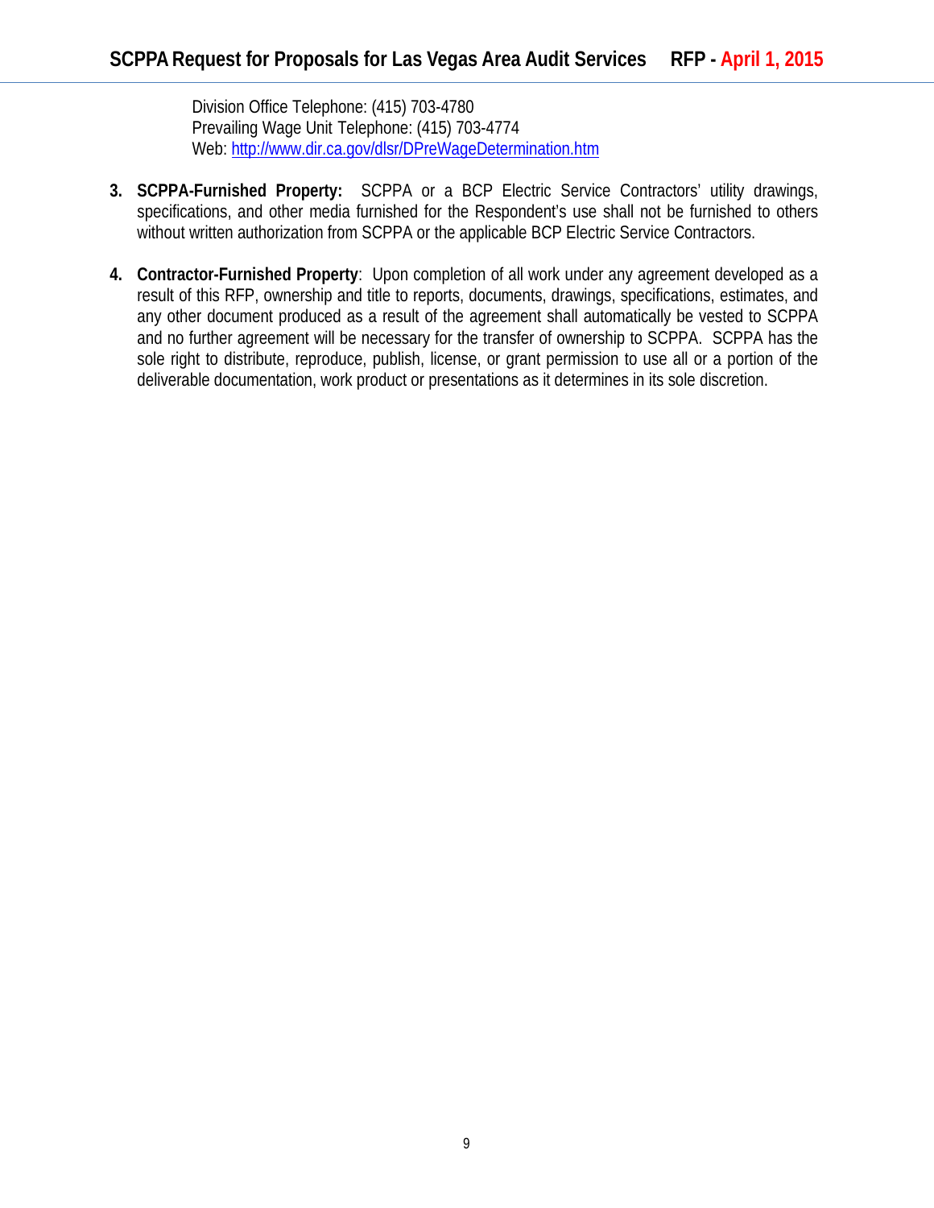Division Office Telephone: (415) 703-4780
Prevailing Wage Unit Telephone: (415) 703-4774
Web: http://www.dir.ca.gov/dlsr/DPreWageDetermination.htm

3. **SCPPA-Furnished Property:** SCPPA or a BCP Electric Service Contractors' utility drawings, specifications, and other media furnished for the Respondent's use shall not be furnished to others without written authorization from SCPPA or the applicable BCP Electric Service Contractors.

4. **Contractor-Furnished Property**: Upon completion of all work under any agreement developed as a result of this RFP, ownership and title to reports, documents, drawings, specifications, estimates, and any other document produced as a result of the agreement shall automatically be vested to SCPPA and no further agreement will be necessary for the transfer of ownership to SCPPA. SCPPA has the sole right to distribute, reproduce, publish, license, or grant permission to use all or a portion of the deliverable documentation, work product or presentations as it determines in its sole discretion.